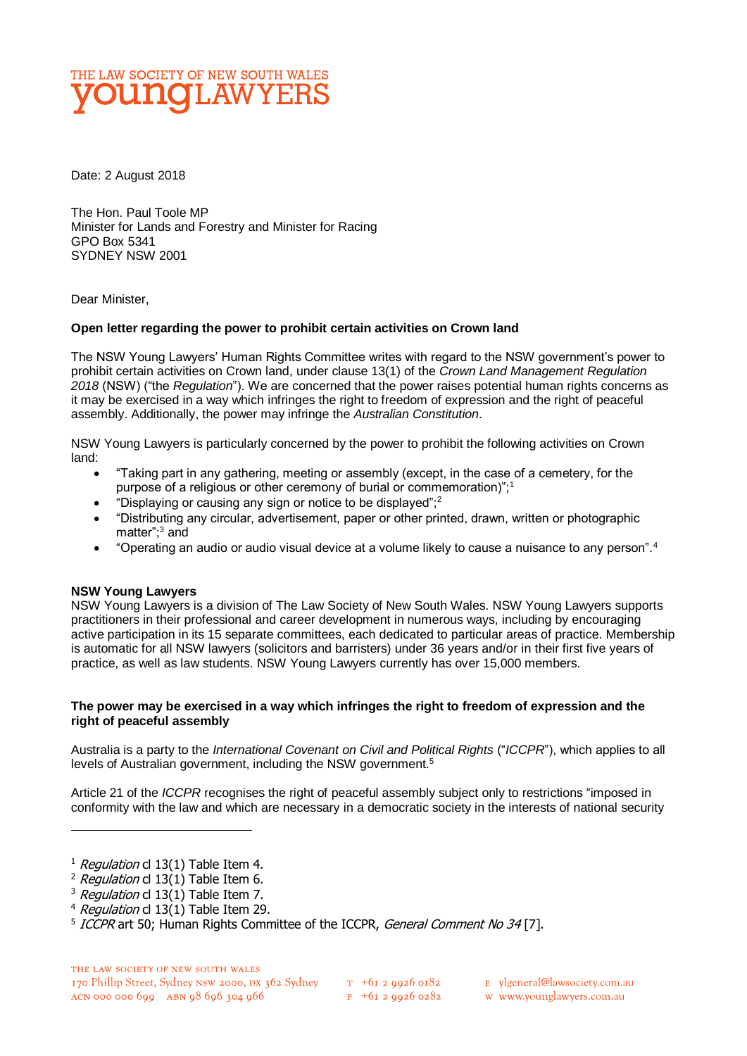THE LAW SOCIETY OF NEW SOUTH WALES
**young**LAWYERS

Date: 2 August 2018

The Hon. Paul Toole MP
Minister for Lands and Forestry and Minister for Racing
GPO Box 5341
SYDNEY NSW 2001

Dear Minister,

**Open letter regarding the power to prohibit certain activities on Crown land**

The NSW Young Lawyers' Human Rights Committee writes with regard to the NSW government's power to prohibit certain activities on Crown land, under clause 13(1) of the *Crown Land Management Regulation 2018* (NSW) ("the *Regulation*"). We are concerned that the power raises potential human rights concerns as it may be exercised in a way which infringes the right to freedom of expression and the right of peaceful assembly. Additionally, the power may infringe the *Australian Constitution*.

NSW Young Lawyers is particularly concerned by the power to prohibit the following activities on Crown land:

- "Taking part in any gathering, meeting or assembly (except, in the case of a cemetery, for the purpose of a religious or other ceremony of burial or commemoration)";[1]
- "Displaying or causing any sign or notice to be displayed";[2]
- "Distributing any circular, advertisement, paper or other printed, drawn, written or photographic matter";[3] and
- "Operating an audio or audio visual device at a volume likely to cause a nuisance to any person".[4]

**NSW Young Lawyers**
NSW Young Lawyers is a division of The Law Society of New South Wales. NSW Young Lawyers supports practitioners in their professional and career development in numerous ways, including by encouraging active participation in its 15 separate committees, each dedicated to particular areas of practice. Membership is automatic for all NSW lawyers (solicitors and barristers) under 36 years and/or in their first five years of practice, as well as law students. NSW Young Lawyers currently has over 15,000 members.

**The power may be exercised in a way which infringes the right to freedom of expression and the right of peaceful assembly**

Australia is a party to the *International Covenant on Civil and Political Rights* ("*ICCPR*"), which applies to all levels of Australian government, including the NSW government.[5]

Article 21 of the *ICCPR* recognises the right of peaceful assembly subject only to restrictions "imposed in conformity with the law and which are necessary in a democratic society in the interests of national security

---

[1] *Regulation* cl 13(1) Table Item 4.
[2] *Regulation* cl 13(1) Table Item 6.
[3] *Regulation* cl 13(1) Table Item 7.
[4] *Regulation* cl 13(1) Table Item 29.
[5] *ICCPR* art 50; Human Rights Committee of the ICCPR, *General Comment No 34* [7].

THE LAW SOCIETY OF NEW SOUTH WALES
170 Phillip Street, Sydney NSW 2000, DX 362 Sydney
ACN 000 000 699 ABN 98 696 304 966
T +61 2 9926 0182
F +61 2 9926 0282
E ylgeneral@lawsociety.com.au
W www.younglawyers.com.au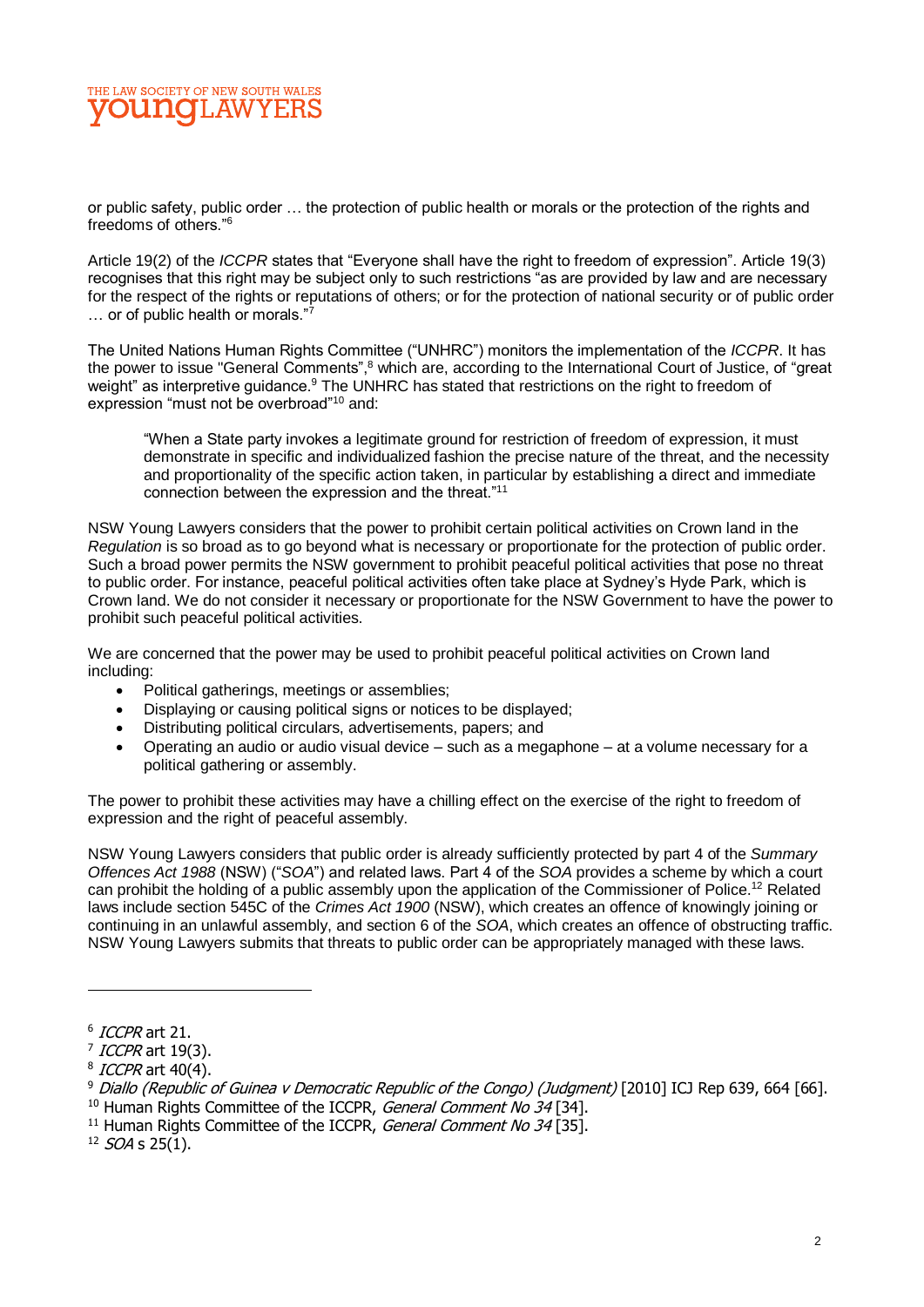or public safety, public order … the protection of public health or morals or the protection of the rights and freedoms of others."[6]

Article 19(2) of the *ICCPR* states that "Everyone shall have the right to freedom of expression". Article 19(3) recognises that this right may be subject only to such restrictions "as are provided by law and are necessary for the respect of the rights or reputations of others; or for the protection of national security or of public order … or of public health or morals."[7]

The United Nations Human Rights Committee ("UNHRC") monitors the implementation of the *ICCPR*. It has the power to issue "General Comments",[8] which are, according to the International Court of Justice, of "great weight" as interpretive guidance.[9] The UNHRC has stated that restrictions on the right to freedom of expression "must not be overbroad"[10] and:

> "When a State party invokes a legitimate ground for restriction of freedom of expression, it must demonstrate in specific and individualized fashion the precise nature of the threat, and the necessity and proportionality of the specific action taken, in particular by establishing a direct and immediate connection between the expression and the threat."[11]

NSW Young Lawyers considers that the power to prohibit certain political activities on Crown land in the *Regulation* is so broad as to go beyond what is necessary or proportionate for the protection of public order. Such a broad power permits the NSW government to prohibit peaceful political activities that pose no threat to public order. For instance, peaceful political activities often take place at Sydney's Hyde Park, which is Crown land. We do not consider it necessary or proportionate for the NSW Government to have the power to prohibit such peaceful political activities.

We are concerned that the power may be used to prohibit peaceful political activities on Crown land including:

- Political gatherings, meetings or assemblies;
- Displaying or causing political signs or notices to be displayed;
- Distributing political circulars, advertisements, papers; and
- Operating an audio or audio visual device – such as a megaphone – at a volume necessary for a political gathering or assembly.

The power to prohibit these activities may have a chilling effect on the exercise of the right to freedom of expression and the right of peaceful assembly.

NSW Young Lawyers considers that public order is already sufficiently protected by part 4 of the *Summary Offences Act 1988* (NSW) ("*SOA*") and related laws. Part 4 of the *SOA* provides a scheme by which a court can prohibit the holding of a public assembly upon the application of the Commissioner of Police.[12] Related laws include section 545C of the *Crimes Act 1900* (NSW), which creates an offence of knowingly joining or continuing in an unlawful assembly, and section 6 of the *SOA*, which creates an offence of obstructing traffic. NSW Young Lawyers submits that threats to public order can be appropriately managed with these laws.

---

[6] *ICCPR* art 21.

[7] *ICCPR* art 19(3).

[8] *ICCPR* art 40(4).

[9] *Diallo (Republic of Guinea v Democratic Republic of the Congo) (Judgment)* [2010] ICJ Rep 639, 664 [66].

[10] Human Rights Committee of the ICCPR, *General Comment No 34* [34].

[11] Human Rights Committee of the ICCPR, *General Comment No 34* [35].

[12] *SOA* s 25(1).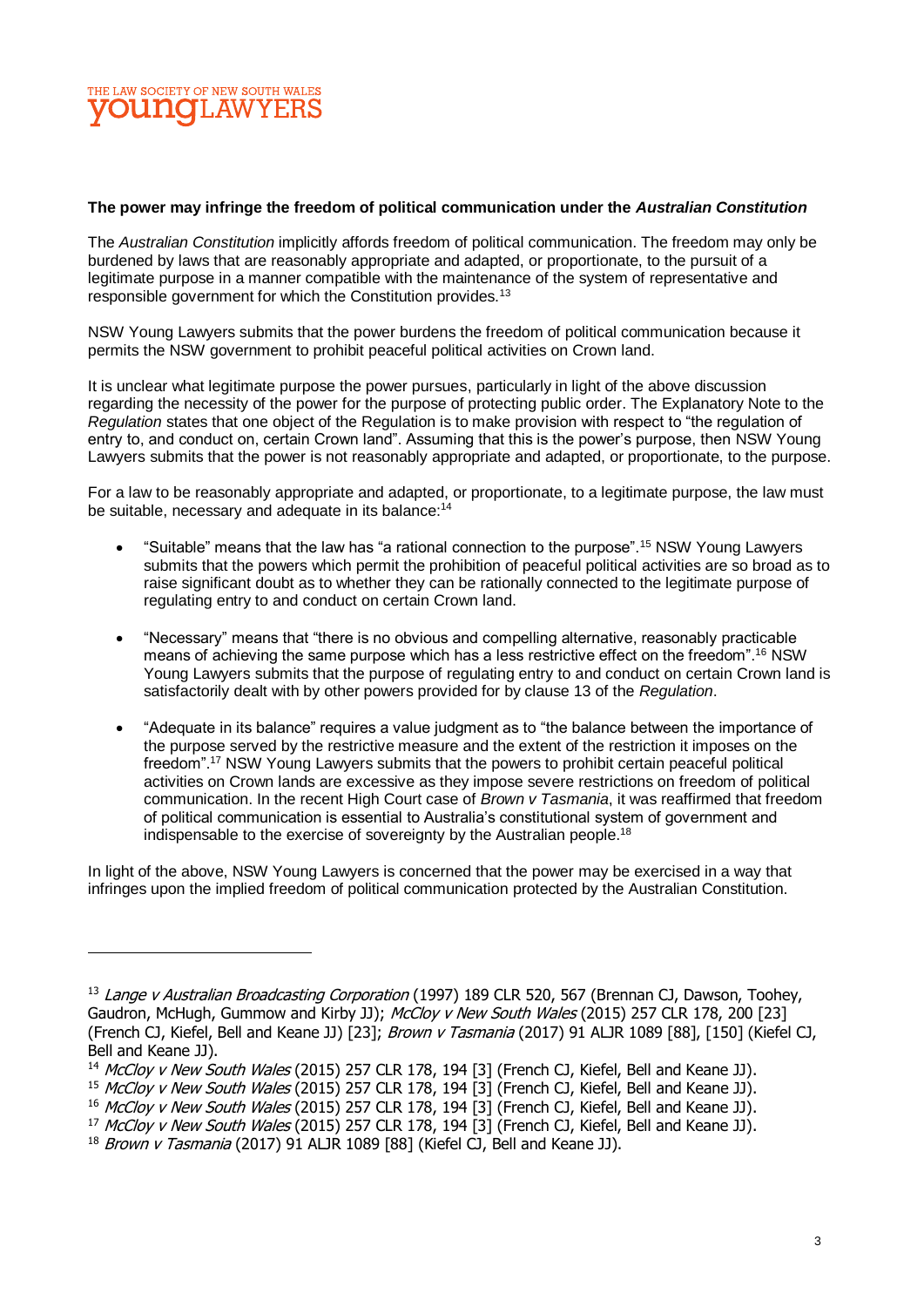**The power may infringe the freedom of political communication under the *Australian Constitution***

The *Australian Constitution* implicitly affords freedom of political communication. The freedom may only be burdened by laws that are reasonably appropriate and adapted, or proportionate, to the pursuit of a legitimate purpose in a manner compatible with the maintenance of the system of representative and responsible government for which the Constitution provides.[13]

NSW Young Lawyers submits that the power burdens the freedom of political communication because it permits the NSW government to prohibit peaceful political activities on Crown land.

It is unclear what legitimate purpose the power pursues, particularly in light of the above discussion regarding the necessity of the power for the purpose of protecting public order. The Explanatory Note to the *Regulation* states that one object of the Regulation is to make provision with respect to "the regulation of entry to, and conduct on, certain Crown land". Assuming that this is the power's purpose, then NSW Young Lawyers submits that the power is not reasonably appropriate and adapted, or proportionate, to the purpose.

For a law to be reasonably appropriate and adapted, or proportionate, to a legitimate purpose, the law must be suitable, necessary and adequate in its balance:[14]

- "Suitable" means that the law has "a rational connection to the purpose".[15] NSW Young Lawyers submits that the powers which permit the prohibition of peaceful political activities are so broad as to raise significant doubt as to whether they can be rationally connected to the legitimate purpose of regulating entry to and conduct on certain Crown land.
- "Necessary" means that "there is no obvious and compelling alternative, reasonably practicable means of achieving the same purpose which has a less restrictive effect on the freedom".[16] NSW Young Lawyers submits that the purpose of regulating entry to and conduct on certain Crown land is satisfactorily dealt with by other powers provided for by clause 13 of the *Regulation*.
- "Adequate in its balance" requires a value judgment as to "the balance between the importance of the purpose served by the restrictive measure and the extent of the restriction it imposes on the freedom".[17] NSW Young Lawyers submits that the powers to prohibit certain peaceful political activities on Crown lands are excessive as they impose severe restrictions on freedom of political communication. In the recent High Court case of *Brown v Tasmania*, it was reaffirmed that freedom of political communication is essential to Australia's constitutional system of government and indispensable to the exercise of sovereignty by the Australian people.[18]

In light of the above, NSW Young Lawyers is concerned that the power may be exercised in a way that infringes upon the implied freedom of political communication protected by the Australian Constitution.

---

[13] *Lange v Australian Broadcasting Corporation* (1997) 189 CLR 520, 567 (Brennan CJ, Dawson, Toohey, Gaudron, McHugh, Gummow and Kirby JJ); *McCloy v New South Wales* (2015) 257 CLR 178, 200 [23] (French CJ, Kiefel, Bell and Keane JJ) [23]; *Brown v Tasmania* (2017) 91 ALJR 1089 [88], [150] (Kiefel CJ, Bell and Keane JJ).

[14] *McCloy v New South Wales* (2015) 257 CLR 178, 194 [3] (French CJ, Kiefel, Bell and Keane JJ).

[15] *McCloy v New South Wales* (2015) 257 CLR 178, 194 [3] (French CJ, Kiefel, Bell and Keane JJ).

[16] *McCloy v New South Wales* (2015) 257 CLR 178, 194 [3] (French CJ, Kiefel, Bell and Keane JJ).

[17] *McCloy v New South Wales* (2015) 257 CLR 178, 194 [3] (French CJ, Kiefel, Bell and Keane JJ).

[18] *Brown v Tasmania* (2017) 91 ALJR 1089 [88] (Kiefel CJ, Bell and Keane JJ).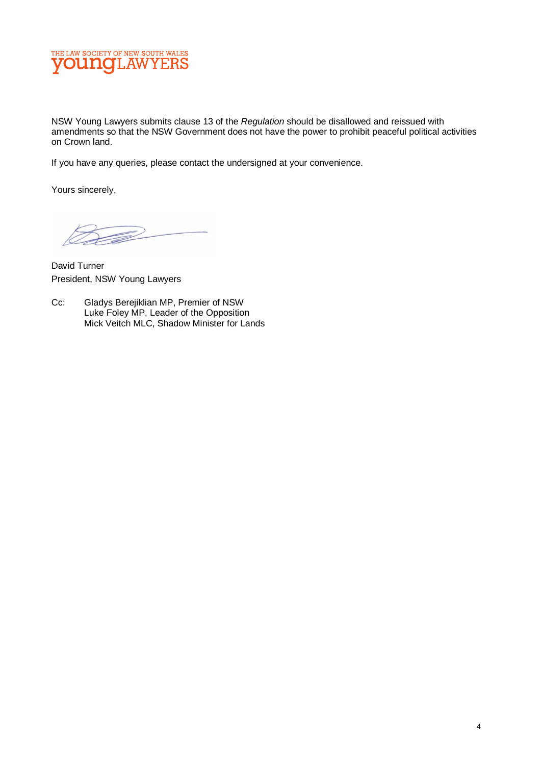THE LAW SOCIETY OF NEW SOUTH WALES
youngLAWYERS

NSW Young Lawyers submits clause 13 of the *Regulation* should be disallowed and reissued with amendments so that the NSW Government does not have the power to prohibit peaceful political activities on Crown land.

If you have any queries, please contact the undersigned at your convenience.

Yours sincerely,

David Turner
President, NSW Young Lawyers

Cc: Gladys Berejiklian MP, Premier of NSW
Luke Foley MP, Leader of the Opposition
Mick Veitch MLC, Shadow Minister for Lands